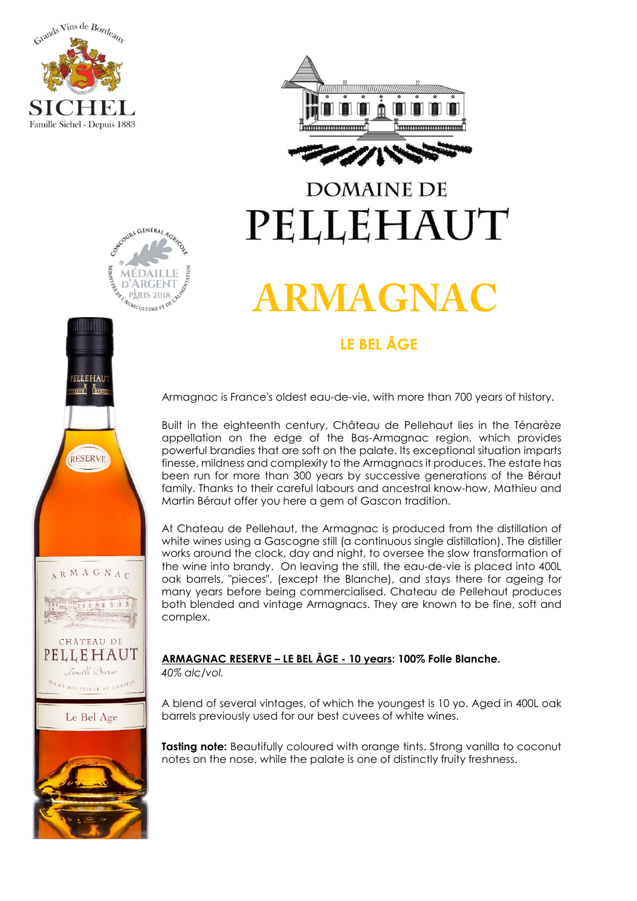Grands Vins de Bordeaux

SICHEL

Famille Sichel - Depuis 1883

# DOMAINE DE PELLEHAUT

# ARMAGNAC

## LE BEL ÂGE

Concours Général Agricole – Médaille d'Argent – Paris 2018

Armagnac is France's oldest eau-de-vie, with more than 700 years of history.

Built in the eighteenth century, Château de Pellehaut lies in the Ténarèze appellation on the edge of the Bas-Armagnac region, which provides powerful brandies that are soft on the palate. Its exceptional situation imparts finesse, mildness and complexity to the Armagnacs it produces. The estate has been run for more than 300 years by successive generations of the Béraut family. Thanks to their careful labours and ancestral know-how, Mathieu and Martin Béraut offer you here a gem of Gascon tradition.

At Chateau de Pellehaut, the Armagnac is produced from the distillation of white wines using a Gascogne still (a continuous single distillation). The distiller works around the clock, day and night, to oversee the slow transformation of the wine into brandy. On leaving the still, the eau-de-vie is placed into 400L oak barrels, "pieces", (except the Blanche), and stays there for ageing for many years before being commercialised. Chateau de Pellehaut produces both blended and vintage Armagnacs. They are known to be fine, soft and complex.

**ARMAGNAC RESERVE – LE BEL ÂGE - 10 years: 100% Folle Blanche.**
*40% alc/vol.*

A blend of several vintages, of which the youngest is 10 yo. Aged in 400L oak barrels previously used for our best cuvees of white wines.

**Tasting note:** Beautifully coloured with orange tints. Strong vanilla to coconut notes on the nose, while the palate is one of distinctly fruity freshness.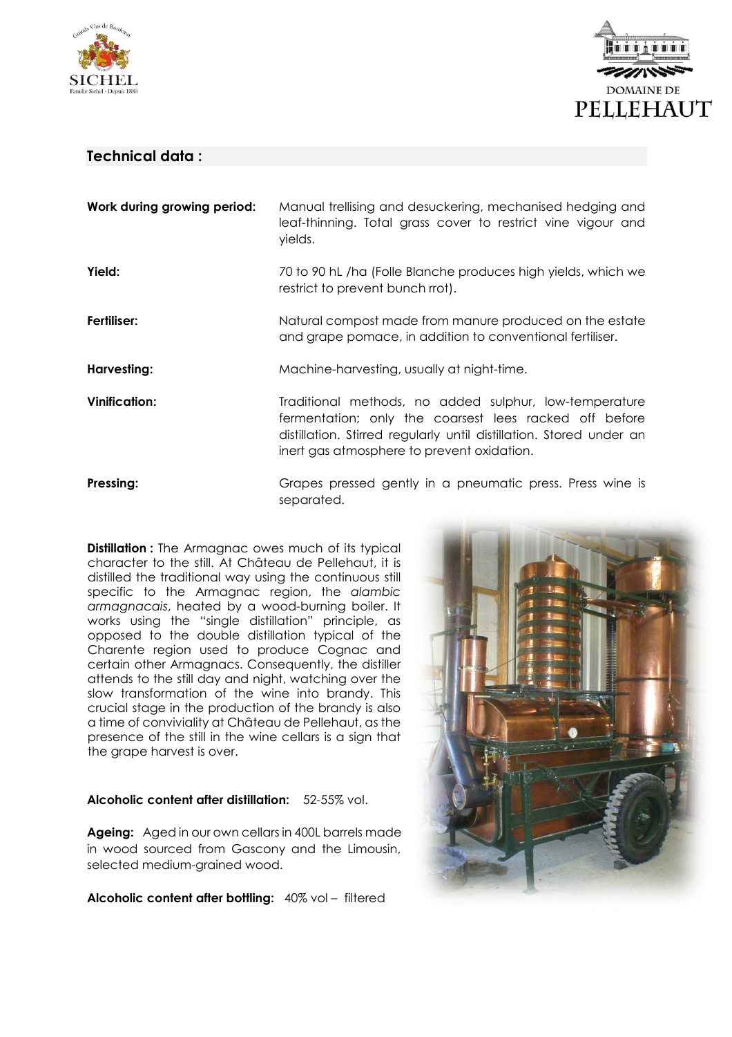## Technical data :

| | |
|---|---|
| **Work during growing period:** | Manual trellising and desuckering, mechanised hedging and leaf-thinning. Total grass cover to restrict vine vigour and yields. |
| **Yield:** | 70 to 90 hL /ha (Folle Blanche produces high yields, which we restrict to prevent bunch rrot). |
| **Fertiliser:** | Natural compost made from manure produced on the estate and grape pomace, in addition to conventional fertiliser. |
| **Harvesting:** | Machine-harvesting, usually at night-time. |
| **Vinification:** | Traditional methods, no added sulphur, low-temperature fermentation; only the coarsest lees racked off before distillation. Stirred regularly until distillation. Stored under an inert gas atmosphere to prevent oxidation. |
| **Pressing:** | Grapes pressed gently in a pneumatic press. Press wine is separated. |

**Distillation :** The Armagnac owes much of its typical character to the still. At Château de Pellehaut, it is distilled the traditional way using the continuous still specific to the Armagnac region, the *alambic armagnacais*, heated by a wood-burning boiler. It works using the "single distillation" principle, as opposed to the double distillation typical of the Charente region used to produce Cognac and certain other Armagnacs. Consequently, the distiller attends to the still day and night, watching over the slow transformation of the wine into brandy. This crucial stage in the production of the brandy is also a time of conviviality at Château de Pellehaut, as the presence of the still in the wine cellars is a sign that the grape harvest is over.

**Alcoholic content after distillation:** 52-55% vol.

**Ageing:** Aged in our own cellars in 400L barrels made in wood sourced from Gascony and the Limousin, selected medium-grained wood.

**Alcoholic content after bottling:** 40% vol – filtered